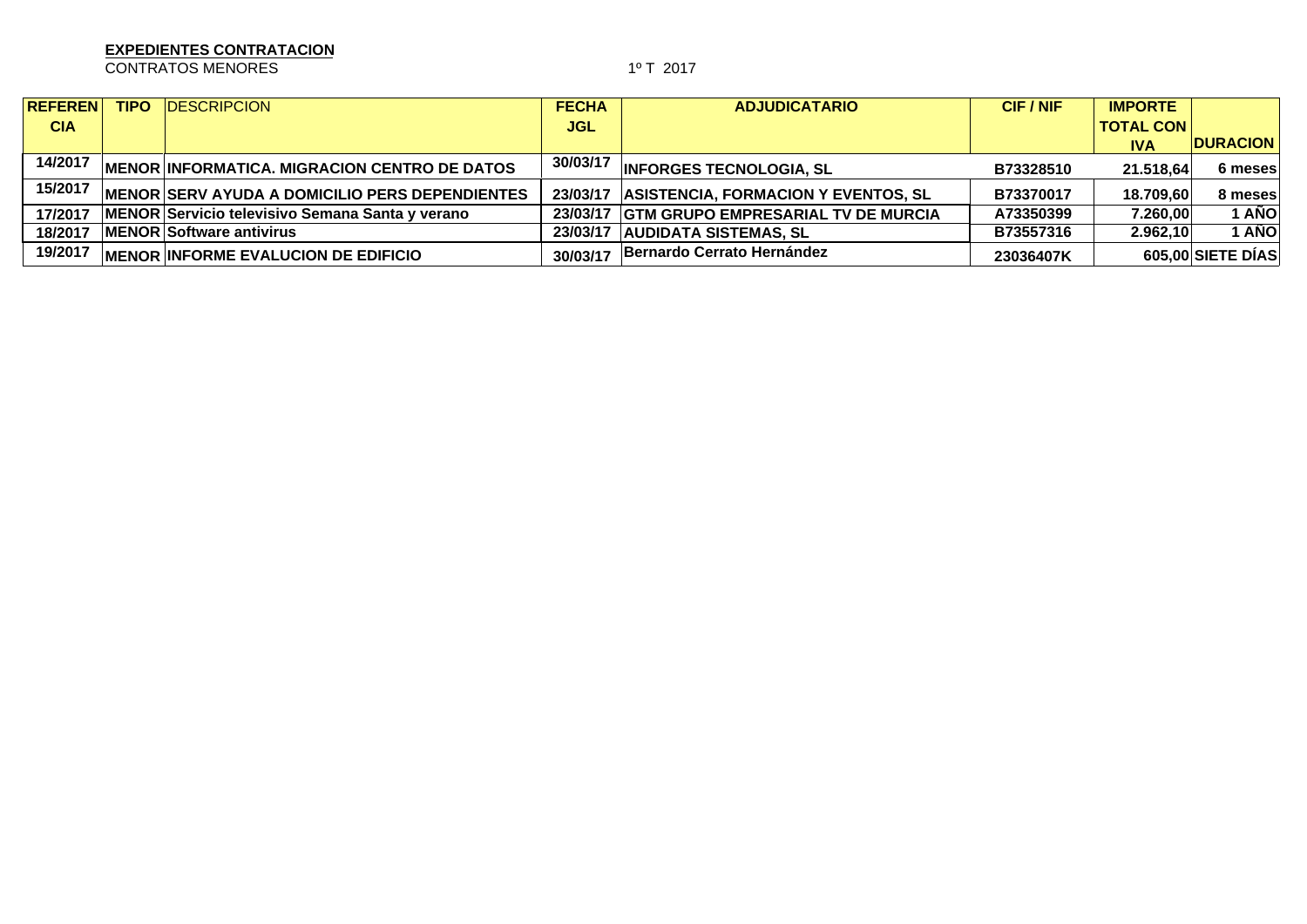**EXPEDIENTES CONTRATACION**

CONTRATOS MENORES 1º T 2017

| REFERENCIA | TIPO | DESCRIPCION | FECHA JGL | ADJUDICATARIO | CIF / NIF | IMPORTE TOTAL CON IVA | DURACION |
|---|---|---|---|---|---|---|---|
| 14/2017 | MENOR | INFORMATICA. MIGRACION CENTRO DE DATOS | 30/03/17 | INFORGES TECNOLOGIA, SL | B73328510 | 21.518,64 | 6 meses |
| 15/2017 | MENOR | SERV AYUDA A DOMICILIO PERS DEPENDIENTES | 23/03/17 | ASISTENCIA, FORMACION Y EVENTOS, SL | B73370017 | 18.709,60 | 8 meses |
| 17/2017 | MENOR | Servicio televisivo Semana Santa y verano | 23/03/17 | GTM GRUPO EMPRESARIAL TV DE MURCIA | A73350399 | 7.260,00 | 1 AÑO |
| 18/2017 | MENOR | Software antivirus | 23/03/17 | AUDIDATA SISTEMAS, SL | B73557316 | 2.962,10 | 1 AÑO |
| 19/2017 | MENOR | INFORME EVALUCION DE EDIFICIO | 30/03/17 | Bernardo Cerrato Hernández | 23036407K | 605,00 | SIETE DÍAS |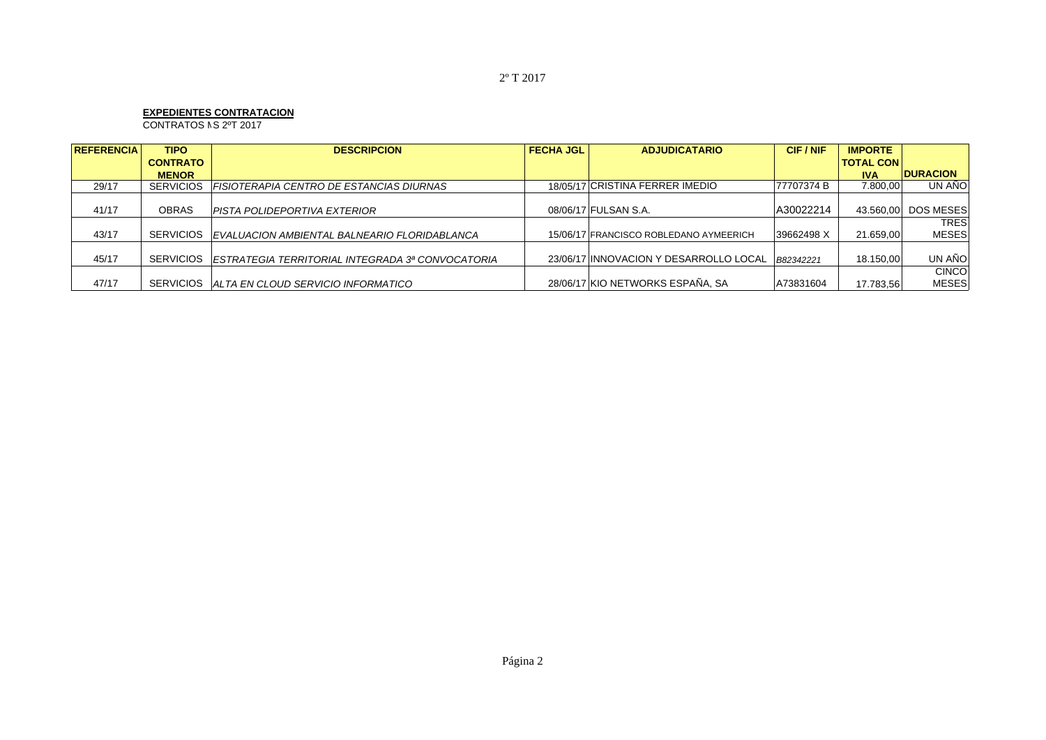2º T 2017

**EXPEDIENTES CONTRATACION**

CONTRATOS MS 2ºT 2017

| REFERENCIA | TIPO CONTRATO MENOR | DESCRIPCION | FECHA JGL | ADJUDICATARIO | CIF / NIF | IMPORTE TOTAL CON IVA | DURACION |
|---|---|---|---|---|---|---|---|
| 29/17 | SERVICIOS | *FISIOTERAPIA CENTRO DE ESTANCIAS DIURNAS* | 18/05/17 | CRISTINA FERRER IMEDIO | 77707374 B | 7.800,00 | UN AÑO |
| 41/17 | OBRAS | *PISTA POLIDEPORTIVA EXTERIOR* | 08/06/17 | FULSAN S.A. | A30022214 | 43.560,00 | DOS MESES |
| 43/17 | SERVICIOS | *EVALUACION AMBIENTAL BALNEARIO FLORIDABLANCA* | 15/06/17 | FRANCISCO ROBLEDANO AYMEERICH | 39662498 X | 21.659,00 | TRES MESES |
| 45/17 | SERVICIOS | *ESTRATEGIA TERRITORIAL INTEGRADA 3ª CONVOCATORIA* | 23/06/17 | INNOVACION Y DESARROLLO LOCAL | B82342221 | 18.150,00 | UN AÑO |
| 47/17 | SERVICIOS | *ALTA EN CLOUD SERVICIO INFORMATICO* | 28/06/17 | KIO NETWORKS ESPAÑA, SA | A73831604 | 17.783,56 | CINCO MESES |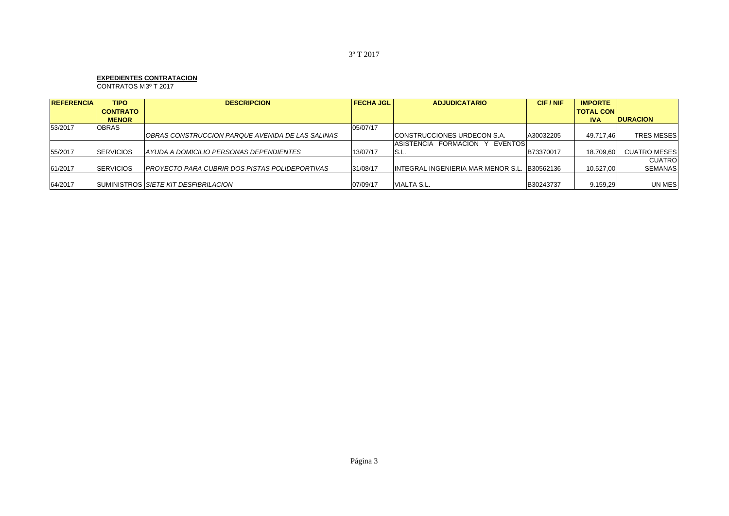3º T 2017

**EXPEDIENTES CONTRATACION**

CONTRATOS M 3º T 2017

| REFERENCIA | TIPO CONTRATO MENOR | DESCRIPCION | FECHA JGL | ADJUDICATARIO | CIF / NIF | IMPORTE TOTAL CON IVA | DURACION |
|---|---|---|---|---|---|---|---|
| 53/2017 | OBRAS | *OBRAS CONSTRUCCION PARQUE AVENIDA DE LAS SALINAS* | 05/07/17 | CONSTRUCCIONES URDECON S.A. | A30032205 | 49.717,46 | TRES MESES |
| 55/2017 | SERVICIOS | *AYUDA A DOMICILIO PERSONAS DEPENDIENTES* | 13/07/17 | ASISTENCIA FORMACION Y EVENTOS S.L. | B73370017 | 18.709,60 | CUATRO MESES |
| 61/2017 | SERVICIOS | *PROYECTO PARA CUBRIR DOS PISTAS POLIDEPORTIVAS* | 31/08/17 | INTEGRAL INGENIERIA MAR MENOR S.L. | B30562136 | 10.527,00 | CUATRO SEMANAS |
| 64/2017 | SUMINISTROS | *SIETE KIT DESFIBRILACION* | 07/09/17 | VIALTA S.L. | B30243737 | 9.159,29 | UN MES |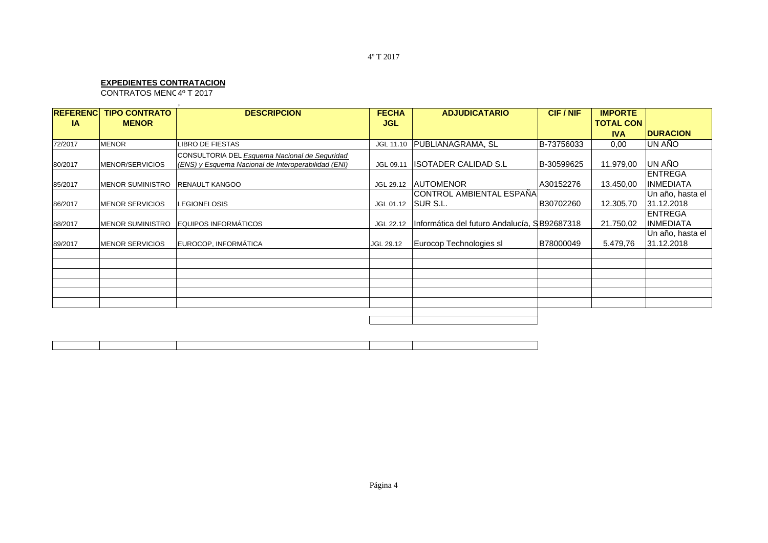4º T 2017

**EXPEDIENTES CONTRATACION**

CONTRATOS MENC 4º T 2017

| REFERENCIA | TIPO CONTRATO MENOR | DESCRIPCION | FECHA JGL | ADJUDICATARIO | CIF / NIF | IMPORTE TOTAL CON IVA | DURACION |
|---|---|---|---|---|---|---|---|
| 72/2017 | MENOR | LIBRO DE FIESTAS | JGL 11.10 | PUBLIANAGRAMA, SL | B-73756033 | 0,00 | UN AÑO |
| 80/2017 | MENOR/SERVICIOS | CONSULTORIA DEL *Esquema Nacional de Seguridad (ENS) y Esquema Nacional de Interoperabilidad (ENI)* | JGL 09.11 | ISOTADER CALIDAD S.L | B-30599625 | 11.979,00 | UN AÑO |
| 85/2017 | MENOR SUMINISTRO | RENAULT KANGOO | JGL 29.12 | AUTOMENOR | A30152276 | 13.450,00 | ENTREGA INMEDIATA |
| 86/2017 | MENOR SERVICIOS | LEGIONELOSIS | JGL 01.12 | CONTROL AMBIENTAL ESPAÑA SUR S.L. | B30702260 | 12.305,70 | Un año, hasta el 31.12.2018 |
| 88/2017 | MENOR SUMINISTRO | EQUIPOS INFORMÁTICOS | JGL 22.12 | Informática del futuro Andalucía, S | B92687318 | 21.750,02 | ENTREGA INMEDIATA |
| 89/2017 | MENOR SERVICIOS | EUROCOP, INFORMÁTICA | JGL 29.12 | Eurocop Technologies sl | B78000049 | 5.479,76 | Un año, hasta el 31.12.2018 |